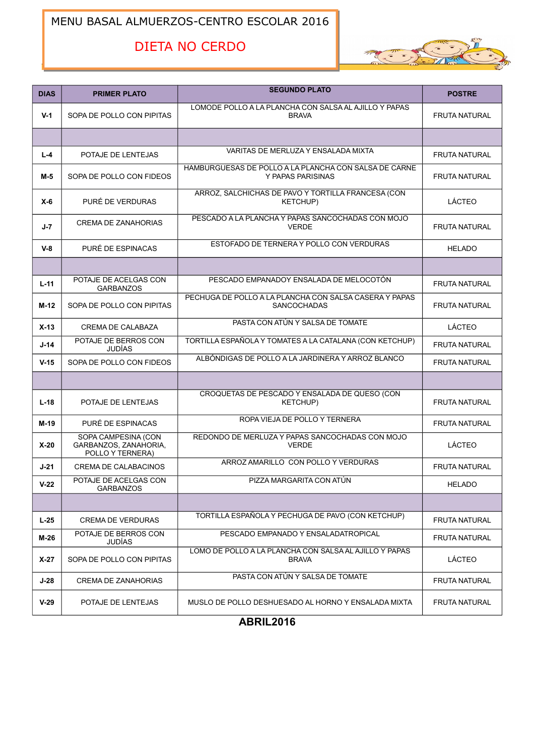# MENU BASAL ALMUERZOS-CENTRO ESCOLAR 2016

## DIETA NO CERDO

| DIAS | PRIMER PLATO | SEGUNDO PLATO | POSTRE |
|---|---|---|---|
| V-1 | SOPA DE POLLO CON PIPITAS | LOMODE POLLO A LA PLANCHA CON SALSA AL AJILLO Y PAPAS BRAVA | FRUTA NATURAL |
| | | | |
| L-4 | POTAJE DE LENTEJAS | VARITAS DE MERLUZA Y ENSALADA MIXTA | FRUTA NATURAL |
| M-5 | SOPA DE POLLO CON FIDEOS | HAMBURGUESAS DE POLLO A LA PLANCHA CON SALSA DE CARNE Y PAPAS PARISINAS | FRUTA NATURAL |
| X-6 | PURÉ DE VERDURAS | ARROZ, SALCHICHAS DE PAVO Y TORTILLA FRANCESA (CON KETCHUP) | LÁCTEO |
| J-7 | CREMA DE ZANAHORIAS | PESCADO A LA PLANCHA Y PAPAS SANCOCHADAS CON MOJO VERDE | FRUTA NATURAL |
| V-8 | PURÉ DE ESPINACAS | ESTOFADO DE TERNERA Y POLLO CON VERDURAS | HELADO |
| | | | |
| L-11 | POTAJE DE ACELGAS CON GARBANZOS | PESCADO EMPANADOY ENSALADA DE MELOCOTÓN | FRUTA NATURAL |
| M-12 | SOPA DE POLLO CON PIPITAS | PECHUGA DE POLLO A LA PLANCHA CON SALSA CASERA Y PAPAS SANCOCHADAS | FRUTA NATURAL |
| X-13 | CREMA DE CALABAZA | PASTA CON ATÚN Y SALSA DE TOMATE | LÁCTEO |
| J-14 | POTAJE DE BERROS CON JUDÍAS | TORTILLA ESPAÑOLA Y TOMATES A LA CATALANA (CON KETCHUP) | FRUTA NATURAL |
| V-15 | SOPA DE POLLO CON FIDEOS | ALBÓNDIGAS DE POLLO A LA JARDINERA Y ARROZ BLANCO | FRUTA NATURAL |
| | | | |
| L-18 | POTAJE DE LENTEJAS | CROQUETAS DE PESCADO Y ENSALADA DE QUESO (CON KETCHUP) | FRUTA NATURAL |
| M-19 | PURÉ DE ESPINACAS | ROPA VIEJA DE POLLO Y TERNERA | FRUTA NATURAL |
| X-20 | SOPA CAMPESINA (CON GARBANZOS, ZANAHORIA, POLLO Y TERNERA) | REDONDO DE MERLUZA Y PAPAS SANCOCHADAS CON MOJO VERDE | LÁCTEO |
| J-21 | CREMA DE CALABACINOS | ARROZ AMARILLO CON POLLO Y VERDURAS | FRUTA NATURAL |
| V-22 | POTAJE DE ACELGAS CON GARBANZOS | PIZZA MARGARITA CON ATÚN | HELADO |
| | | | |
| L-25 | CREMA DE VERDURAS | TORTILLA ESPAÑOLA Y PECHUGA DE PAVO (CON KETCHUP) | FRUTA NATURAL |
| M-26 | POTAJE DE BERROS CON JUDÍAS | PESCADO EMPANADO Y ENSALADATROPICAL | FRUTA NATURAL |
| X-27 | SOPA DE POLLO CON PIPITAS | LOMO DE POLLO A LA PLANCHA CON SALSA AL AJILLO Y PAPAS BRAVA | LÁCTEO |
| J-28 | CREMA DE ZANAHORIAS | PASTA CON ATÚN Y SALSA DE TOMATE | FRUTA NATURAL |
| V-29 | POTAJE DE LENTEJAS | MUSLO DE POLLO DESHUESADO AL HORNO Y ENSALADA MIXTA | FRUTA NATURAL |

**ABRIL2016**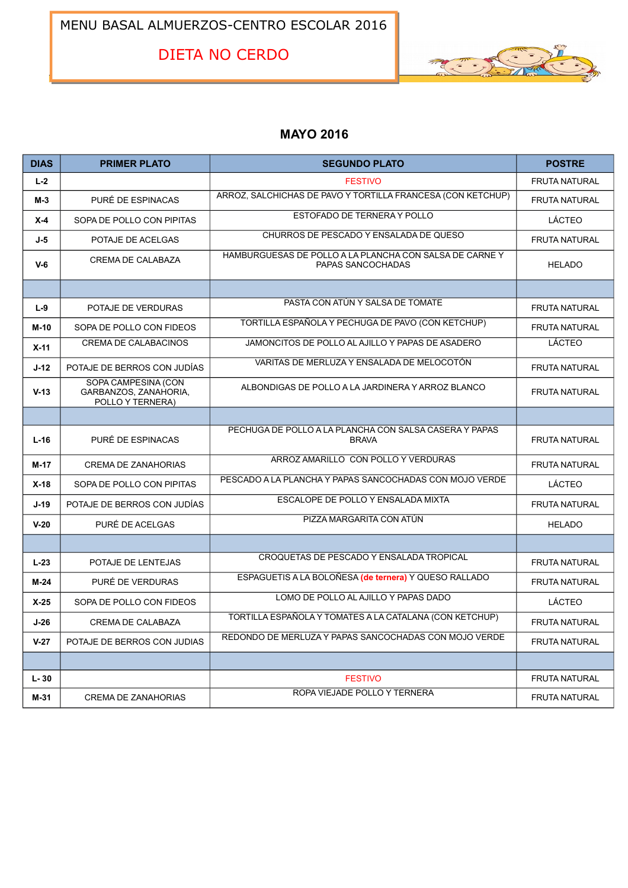# MENU BASAL ALMUERZOS-CENTRO ESCOLAR 2016

## DIETA NO CERDO

## MAYO 2016

| DIAS | PRIMER PLATO | SEGUNDO PLATO | POSTRE |
|---|---|---|---|
| L-2 | | FESTIVO | FRUTA NATURAL |
| M-3 | PURÉ DE ESPINACAS | ARROZ, SALCHICHAS DE PAVO Y TORTILLA FRANCESA (CON KETCHUP) | FRUTA NATURAL |
| X-4 | SOPA DE POLLO CON PIPITAS | ESTOFADO DE TERNERA Y POLLO | LÁCTEO |
| J-5 | POTAJE DE ACELGAS | CHURROS DE PESCADO Y ENSALADA DE QUESO | FRUTA NATURAL |
| V-6 | CREMA DE CALABAZA | HAMBURGUESAS DE POLLO A LA PLANCHA CON SALSA DE CARNE Y PAPAS SANCOCHADAS | HELADO |
| | | | |
| L-9 | POTAJE DE VERDURAS | PASTA CON ATÚN Y SALSA DE TOMATE | FRUTA NATURAL |
| M-10 | SOPA DE POLLO CON FIDEOS | TORTILLA ESPAÑOLA Y PECHUGA DE PAVO (CON KETCHUP) | FRUTA NATURAL |
| X-11 | CREMA DE CALABACINOS | JAMONCITOS DE POLLO AL AJILLO Y PAPAS DE ASADERO | LÁCTEO |
| J-12 | POTAJE DE BERROS CON JUDÍAS | VARITAS DE MERLUZA Y ENSALADA DE MELOCOTÓN | FRUTA NATURAL |
| V-13 | SOPA CAMPESINA (CON GARBANZOS, ZANAHORIA, POLLO Y TERNERA) | ALBONDIGAS DE POLLO A LA JARDINERA Y ARROZ BLANCO | FRUTA NATURAL |
| | | | |
| L-16 | PURÉ DE ESPINACAS | PECHUGA DE POLLO A LA PLANCHA CON SALSA CASERA Y PAPAS BRAVA | FRUTA NATURAL |
| M-17 | CREMA DE ZANAHORIAS | ARROZ AMARILLO CON POLLO Y VERDURAS | FRUTA NATURAL |
| X-18 | SOPA DE POLLO CON PIPITAS | PESCADO A LA PLANCHA Y PAPAS SANCOCHADAS CON MOJO VERDE | LÁCTEO |
| J-19 | POTAJE DE BERROS CON JUDÍAS | ESCALOPE DE POLLO Y ENSALADA MIXTA | FRUTA NATURAL |
| V-20 | PURÉ DE ACELGAS | PIZZA MARGARITA CON ATÚN | HELADO |
| | | | |
| L-23 | POTAJE DE LENTEJAS | CROQUETAS DE PESCADO Y ENSALADA TROPICAL | FRUTA NATURAL |
| M-24 | PURÉ DE VERDURAS | ESPAGUETIS A LA BOLOÑESA **(de ternera)** Y QUESO RALLADO | FRUTA NATURAL |
| X-25 | SOPA DE POLLO CON FIDEOS | LOMO DE POLLO AL AJILLO Y PAPAS DADO | LÁCTEO |
| J-26 | CREMA DE CALABAZA | TORTILLA ESPAÑOLA Y TOMATES A LA CATALANA (CON KETCHUP) | FRUTA NATURAL |
| V-27 | POTAJE DE BERROS CON JUDIAS | REDONDO DE MERLUZA Y PAPAS SANCOCHADAS CON MOJO VERDE | FRUTA NATURAL |
| | | | |
| L- 30 | | FESTIVO | FRUTA NATURAL |
| M-31 | CREMA DE ZANAHORIAS | ROPA VIEJADE POLLO Y TERNERA | FRUTA NATURAL |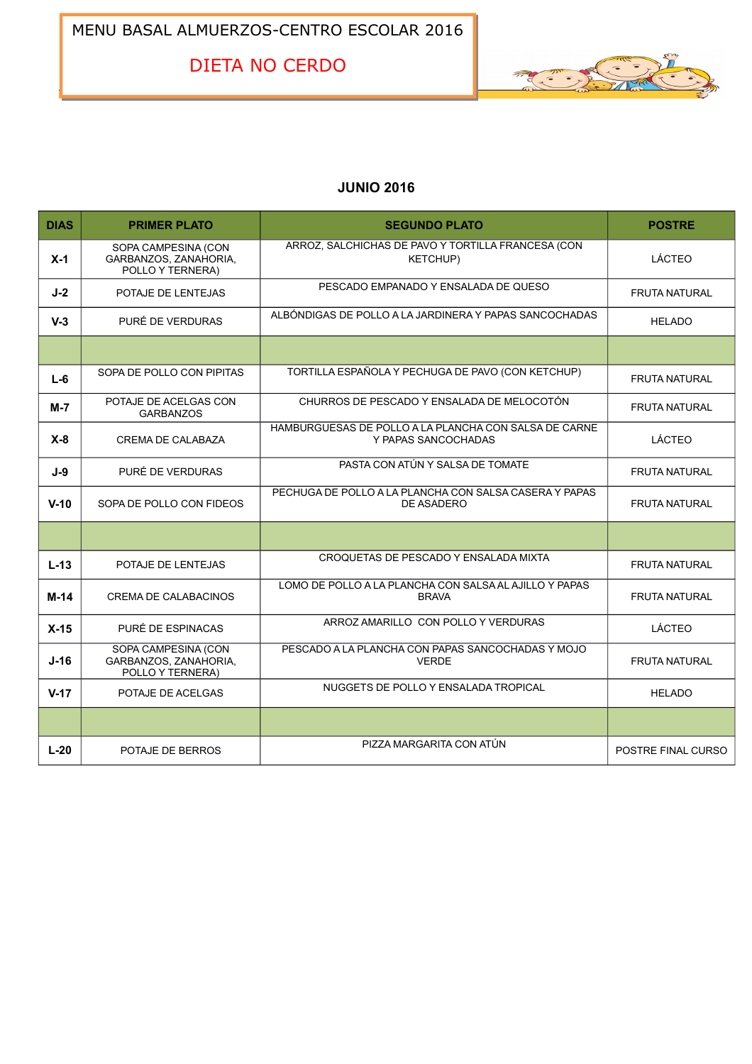MENU BASAL ALMUERZOS-CENTRO ESCOLAR 2016

DIETA NO CERDO

**JUNIO 2016**

| DIAS | PRIMER PLATO | SEGUNDO PLATO | POSTRE |
|---|---|---|---|
| X-1 | SOPA CAMPESINA (CON GARBANZOS, ZANAHORIA, POLLO Y TERNERA) | ARROZ, SALCHICHAS DE PAVO Y TORTILLA FRANCESA (CON KETCHUP) | LÁCTEO |
| J-2 | POTAJE DE LENTEJAS | PESCADO EMPANADO Y ENSALADA DE QUESO | FRUTA NATURAL |
| V-3 | PURÉ DE VERDURAS | ALBÓNDIGAS DE POLLO A LA JARDINERA Y PAPAS SANCOCHADAS | HELADO |
| | | | |
| L-6 | SOPA DE POLLO CON PIPITAS | TORTILLA ESPAÑOLA Y PECHUGA DE PAVO (CON KETCHUP) | FRUTA NATURAL |
| M-7 | POTAJE DE ACELGAS CON GARBANZOS | CHURROS DE PESCADO Y ENSALADA DE MELOCOTÓN | FRUTA NATURAL |
| X-8 | CREMA DE CALABAZA | HAMBURGUESAS DE POLLO A LA PLANCHA CON SALSA DE CARNE Y PAPAS SANCOCHADAS | LÁCTEO |
| J-9 | PURÉ DE VERDURAS | PASTA CON ATÚN Y SALSA DE TOMATE | FRUTA NATURAL |
| V-10 | SOPA DE POLLO CON FIDEOS | PECHUGA DE POLLO A LA PLANCHA CON SALSA CASERA Y PAPAS DE ASADERO | FRUTA NATURAL |
| | | | |
| L-13 | POTAJE DE LENTEJAS | CROQUETAS DE PESCADO Y ENSALADA MIXTA | FRUTA NATURAL |
| M-14 | CREMA DE CALABACINOS | LOMO DE POLLO A LA PLANCHA CON SALSA AL AJILLO Y PAPAS BRAVA | FRUTA NATURAL |
| X-15 | PURÉ DE ESPINACAS | ARROZ AMARILLO CON POLLO Y VERDURAS | LÁCTEO |
| J-16 | SOPA CAMPESINA (CON GARBANZOS, ZANAHORIA, POLLO Y TERNERA) | PESCADO A LA PLANCHA CON PAPAS SANCOCHADAS Y MOJO VERDE | FRUTA NATURAL |
| V-17 | POTAJE DE ACELGAS | NUGGETS DE POLLO Y ENSALADA TROPICAL | HELADO |
| | | | |
| L-20 | POTAJE DE BERROS | PIZZA MARGARITA CON ATÚN | POSTRE FINAL CURSO |